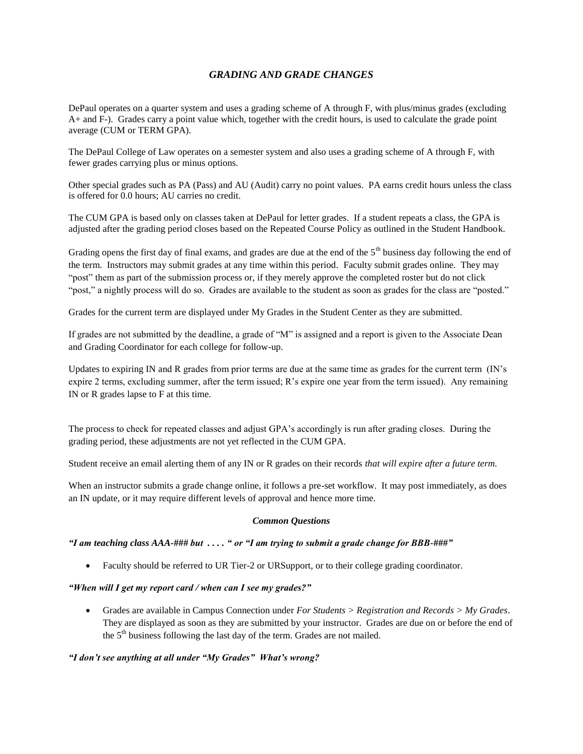# *GRADING AND GRADE CHANGES*

DePaul operates on a quarter system and uses a grading scheme of A through F, with plus/minus grades (excluding A+ and F-). Grades carry a point value which, together with the credit hours, is used to calculate the grade point average (CUM or TERM GPA).

The DePaul College of Law operates on a semester system and also uses a grading scheme of A through F, with fewer grades carrying plus or minus options.

Other special grades such as PA (Pass) and AU (Audit) carry no point values. PA earns credit hours unless the class is offered for 0.0 hours; AU carries no credit.

The CUM GPA is based only on classes taken at DePaul for letter grades. If a student repeats a class, the GPA is adjusted after the grading period closes based on the Repeated Course Policy as outlined in the Student Handbook.

Grading opens the first day of final exams, and grades are due at the end of the 5th business day following the end of the term. Instructors may submit grades at any time within this period. Faculty submit grades online. They may "post" them as part of the submission process or, if they merely approve the completed roster but do not click "post," a nightly process will do so. Grades are available to the student as soon as grades for the class are "posted."

Grades for the current term are displayed under My Grades in the Student Center as they are submitted.

If grades are not submitted by the deadline, a grade of "M" is assigned and a report is given to the Associate Dean and Grading Coordinator for each college for follow-up.

Updates to expiring IN and R grades from prior terms are due at the same time as grades for the current term (IN's expire 2 terms, excluding summer, after the term issued; R's expire one year from the term issued). Any remaining IN or R grades lapse to F at this time.

The process to check for repeated classes and adjust GPA's accordingly is run after grading closes. During the grading period, these adjustments are not yet reflected in the CUM GPA.

Student receive an email alerting them of any IN or R grades on their records *that will expire after a future term.*

When an instructor submits a grade change online, it follows a pre-set workflow. It may post immediately, as does an IN update, or it may require different levels of approval and hence more time.

### *Common Questions*

***"I am teaching class AAA-### but . . . . " or "I am trying to submit a grade change for BBB-###"***

- Faculty should be referred to UR Tier-2 or URSupport, or to their college grading coordinator.

***"When will I get my report card / when can I see my grades?"***

- Grades are available in Campus Connection under *For Students > Registration and Records > My Grades*. They are displayed as soon as they are submitted by your instructor. Grades are due on or before the end of the 5th business following the last day of the term. Grades are not mailed.

***"I don't see anything at all under "My Grades" What's wrong?***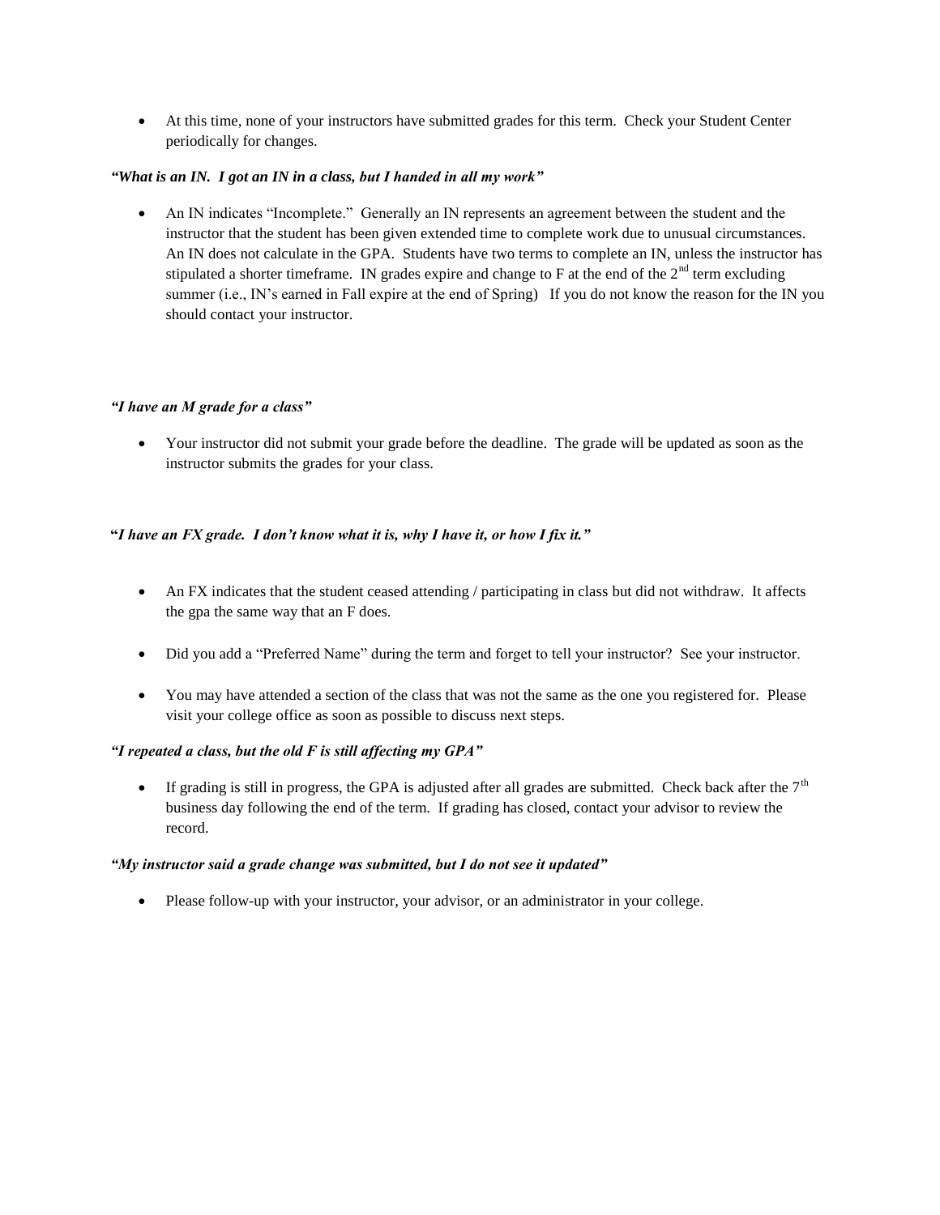- At this time, none of your instructors have submitted grades for this term. Check your Student Center periodically for changes.

***"What is an IN. I got an IN in a class, but I handed in all my work"***

- An IN indicates "Incomplete." Generally an IN represents an agreement between the student and the instructor that the student has been given extended time to complete work due to unusual circumstances. An IN does not calculate in the GPA. Students have two terms to complete an IN, unless the instructor has stipulated a shorter timeframe. IN grades expire and change to F at the end of the 2nd term excluding summer (i.e., IN's earned in Fall expire at the end of Spring) If you do not know the reason for the IN you should contact your instructor.

***"I have an M grade for a class"***

- Your instructor did not submit your grade before the deadline. The grade will be updated as soon as the instructor submits the grades for your class.

***"I have an FX grade. I don't know what it is, why I have it, or how I fix it."***

- An FX indicates that the student ceased attending / participating in class but did not withdraw. It affects the gpa the same way that an F does.

- Did you add a "Preferred Name" during the term and forget to tell your instructor? See your instructor.

- You may have attended a section of the class that was not the same as the one you registered for. Please visit your college office as soon as possible to discuss next steps.

***"I repeated a class, but the old F is still affecting my GPA"***

- If grading is still in progress, the GPA is adjusted after all grades are submitted. Check back after the 7th business day following the end of the term. If grading has closed, contact your advisor to review the record.

***"My instructor said a grade change was submitted, but I do not see it updated"***

- Please follow-up with your instructor, your advisor, or an administrator in your college.